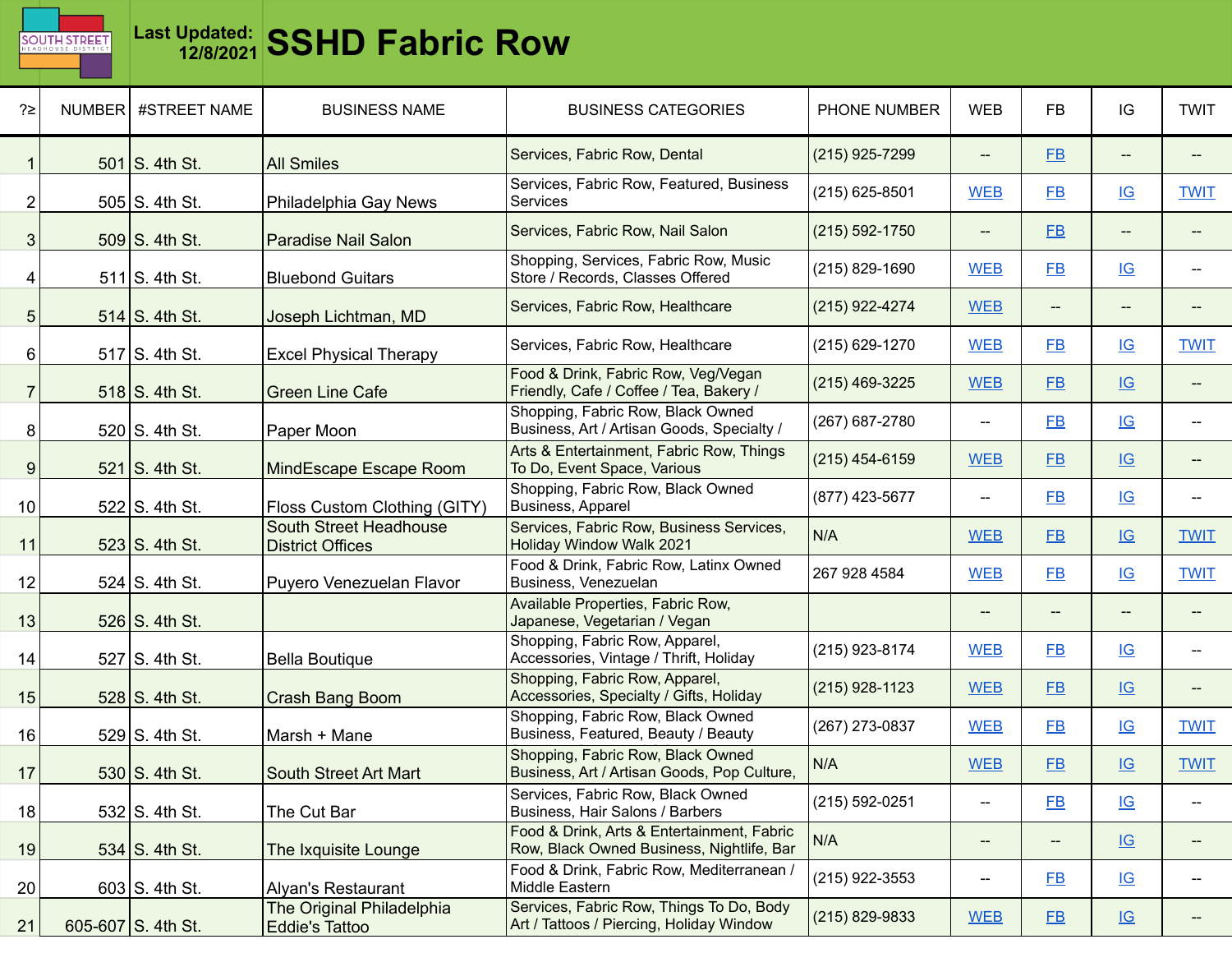SOUTH STREET HEADHOUSE DISTRICT

**Last Updated: 12/8/2021**

# SSHD Fabric Row

| ?≥ | NUMBER | #STREET NAME | BUSINESS NAME | BUSINESS CATEGORIES | PHONE NUMBER | WEB | FB | IG | TWIT |
|---|---|---|---|---|---|---|---|---|---|
| 1 | 501 | S. 4th St. | All Smiles | Services, Fabric Row, Dental | (215) 925-7299 | -- | FB | -- | -- |
| 2 | 505 | S. 4th St. | Philadelphia Gay News | Services, Fabric Row, Featured, Business Services | (215) 625-8501 | WEB | FB | IG | TWIT |
| 3 | 509 | S. 4th St. | Paradise Nail Salon | Services, Fabric Row, Nail Salon | (215) 592-1750 | -- | FB | -- | -- |
| 4 | 511 | S. 4th St. | Bluebond Guitars | Shopping, Services, Fabric Row, Music Store / Records, Classes Offered | (215) 829-1690 | WEB | FB | IG | -- |
| 5 | 514 | S. 4th St. | Joseph Lichtman, MD | Services, Fabric Row, Healthcare | (215) 922-4274 | WEB | -- | -- | -- |
| 6 | 517 | S. 4th St. | Excel Physical Therapy | Services, Fabric Row, Healthcare | (215) 629-1270 | WEB | FB | IG | TWIT |
| 7 | 518 | S. 4th St. | Green Line Cafe | Food & Drink, Fabric Row, Veg/Vegan Friendly, Cafe / Coffee / Tea, Bakery / | (215) 469-3225 | WEB | FB | IG | -- |
| 8 | 520 | S. 4th St. | Paper Moon | Shopping, Fabric Row, Black Owned Business, Art / Artisan Goods, Specialty / | (267) 687-2780 | -- | FB | IG | -- |
| 9 | 521 | S. 4th St. | MindEscape Escape Room | Arts & Entertainment, Fabric Row, Things To Do, Event Space, Various | (215) 454-6159 | WEB | FB | IG | -- |
| 10 | 522 | S. 4th St. | Floss Custom Clothing (GITY) | Shopping, Fabric Row, Black Owned Business, Apparel | (877) 423-5677 | -- | FB | IG | -- |
| 11 | 523 | S. 4th St. | South Street Headhouse District Offices | Services, Fabric Row, Business Services, Holiday Window Walk 2021 | N/A | WEB | FB | IG | TWIT |
| 12 | 524 | S. 4th St. | Puyero Venezuelan Flavor | Food & Drink, Fabric Row, Latinx Owned Business, Venezuelan | 267 928 4584 | WEB | FB | IG | TWIT |
| 13 | 526 | S. 4th St. | | Available Properties, Fabric Row, Japanese, Vegetarian / Vegan | | -- | -- | -- | -- |
| 14 | 527 | S. 4th St. | Bella Boutique | Shopping, Fabric Row, Apparel, Accessories, Vintage / Thrift, Holiday | (215) 923-8174 | WEB | FB | IG | -- |
| 15 | 528 | S. 4th St. | Crash Bang Boom | Shopping, Fabric Row, Apparel, Accessories, Specialty / Gifts, Holiday | (215) 928-1123 | WEB | FB | IG | -- |
| 16 | 529 | S. 4th St. | Marsh + Mane | Shopping, Fabric Row, Black Owned Business, Featured, Beauty / Beauty | (267) 273-0837 | WEB | FB | IG | TWIT |
| 17 | 530 | S. 4th St. | South Street Art Mart | Shopping, Fabric Row, Black Owned Business, Art / Artisan Goods, Pop Culture, | N/A | WEB | FB | IG | TWIT |
| 18 | 532 | S. 4th St. | The Cut Bar | Services, Fabric Row, Black Owned Business, Hair Salons / Barbers | (215) 592-0251 | -- | FB | IG | -- |
| 19 | 534 | S. 4th St. | The Ixquisite Lounge | Food & Drink, Arts & Entertainment, Fabric Row, Black Owned Business, Nightlife, Bar | N/A | -- | -- | IG | -- |
| 20 | 603 | S. 4th St. | Alyan's Restaurant | Food & Drink, Fabric Row, Mediterranean / Middle Eastern | (215) 922-3553 | -- | FB | IG | -- |
| 21 | 605-607 | S. 4th St. | The Original Philadelphia Eddie's Tattoo | Services, Fabric Row, Things To Do, Body Art / Tattoos / Piercing, Holiday Window | (215) 829-9833 | WEB | FB | IG | -- |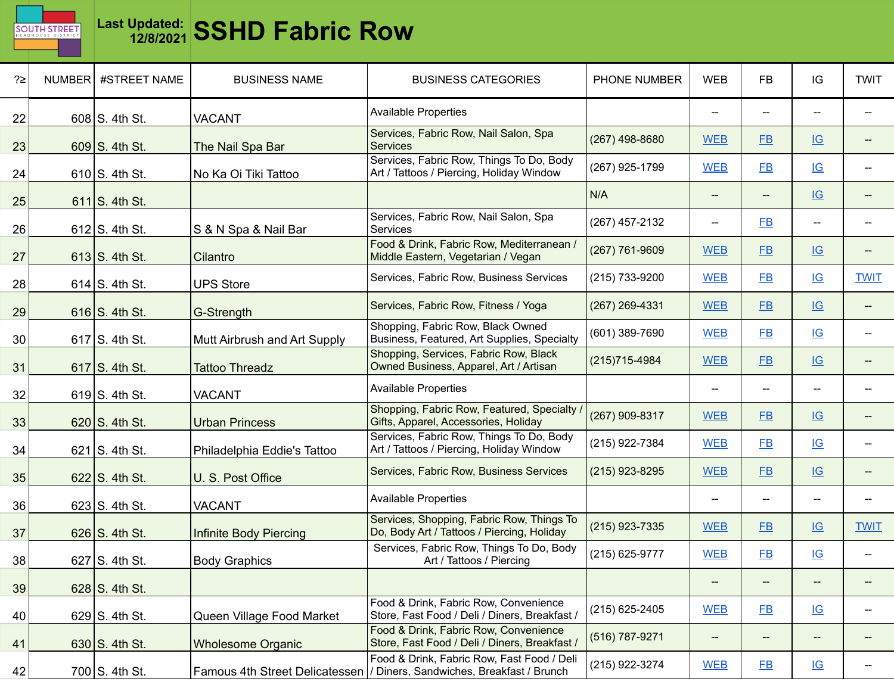# SSHD Fabric Row

**Last Updated:** 12/8/2021

SOUTH STREET HEADHOUSE DISTRICT

| ?≥ | NUMBER | #STREET NAME | BUSINESS NAME | BUSINESS CATEGORIES | PHONE NUMBER | WEB | FB | IG | TWIT |
|---|---|---|---|---|---|---|---|---|---|
| 22 | 608 | S. 4th St. | VACANT | Available Properties | | -- | -- | -- | -- |
| 23 | 609 | S. 4th St. | The Nail Spa Bar | Services, Fabric Row, Nail Salon, Spa Services | (267) 498-8680 | WEB | FB | IG | -- |
| 24 | 610 | S. 4th St. | No Ka Oi Tiki Tattoo | Services, Fabric Row, Things To Do, Body Art / Tattoos / Piercing, Holiday Window | (267) 925-1799 | WEB | FB | IG | -- |
| 25 | 611 | S. 4th St. | | | N/A | -- | -- | IG | -- |
| 26 | 612 | S. 4th St. | S & N Spa & Nail Bar | Services, Fabric Row, Nail Salon, Spa Services | (267) 457-2132 | -- | FB | -- | -- |
| 27 | 613 | S. 4th St. | Cilantro | Food & Drink, Fabric Row, Mediterranean / Middle Eastern, Vegetarian / Vegan | (267) 761-9609 | WEB | FB | IG | -- |
| 28 | 614 | S. 4th St. | UPS Store | Services, Fabric Row, Business Services | (215) 733-9200 | WEB | FB | IG | TWIT |
| 29 | 616 | S. 4th St. | G-Strength | Services, Fabric Row, Fitness / Yoga | (267) 269-4331 | WEB | FB | IG | -- |
| 30 | 617 | S. 4th St. | Mutt Airbrush and Art Supply | Shopping, Fabric Row, Black Owned Business, Featured, Art Supplies, Specialty | (601) 389-7690 | WEB | FB | IG | -- |
| 31 | 617 | S. 4th St. | Tattoo Threadz | Shopping, Services, Fabric Row, Black Owned Business, Apparel, Art / Artisan | (215)715-4984 | WEB | FB | IG | -- |
| 32 | 619 | S. 4th St. | VACANT | Available Properties | | -- | -- | -- | -- |
| 33 | 620 | S. 4th St. | Urban Princess | Shopping, Fabric Row, Featured, Specialty / Gifts, Apparel, Accessories, Holiday | (267) 909-8317 | WEB | FB | IG | -- |
| 34 | 621 | S. 4th St. | Philadelphia Eddie's Tattoo | Services, Fabric Row, Things To Do, Body Art / Tattoos / Piercing, Holiday Window | (215) 922-7384 | WEB | FB | IG | -- |
| 35 | 622 | S. 4th St. | U. S. Post Office | Services, Fabric Row, Business Services | (215) 923-8295 | WEB | FB | IG | -- |
| 36 | 623 | S. 4th St. | VACANT | Available Properties | | -- | -- | -- | -- |
| 37 | 626 | S. 4th St. | Infinite Body Piercing | Services, Shopping, Fabric Row, Things To Do, Body Art / Tattoos / Piercing, Holiday | (215) 923-7335 | WEB | FB | IG | TWIT |
| 38 | 627 | S. 4th St. | Body Graphics | Services, Fabric Row, Things To Do, Body Art / Tattoos / Piercing | (215) 625-9777 | WEB | FB | IG | -- |
| 39 | 628 | S. 4th St. | | | | -- | -- | -- | -- |
| 40 | 629 | S. 4th St. | Queen Village Food Market | Food & Drink, Fabric Row, Convenience Store, Fast Food / Deli / Diners, Breakfast / | (215) 625-2405 | WEB | FB | IG | -- |
| 41 | 630 | S. 4th St. | Wholesome Organic | Food & Drink, Fabric Row, Convenience Store, Fast Food / Deli / Diners, Breakfast / | (516) 787-9271 | -- | -- | -- | -- |
| 42 | 700 | S. 4th St. | Famous 4th Street Delicatessen | Food & Drink, Fabric Row, Fast Food / Deli / Diners, Sandwiches, Breakfast / Brunch | (215) 922-3274 | WEB | FB | IG | -- |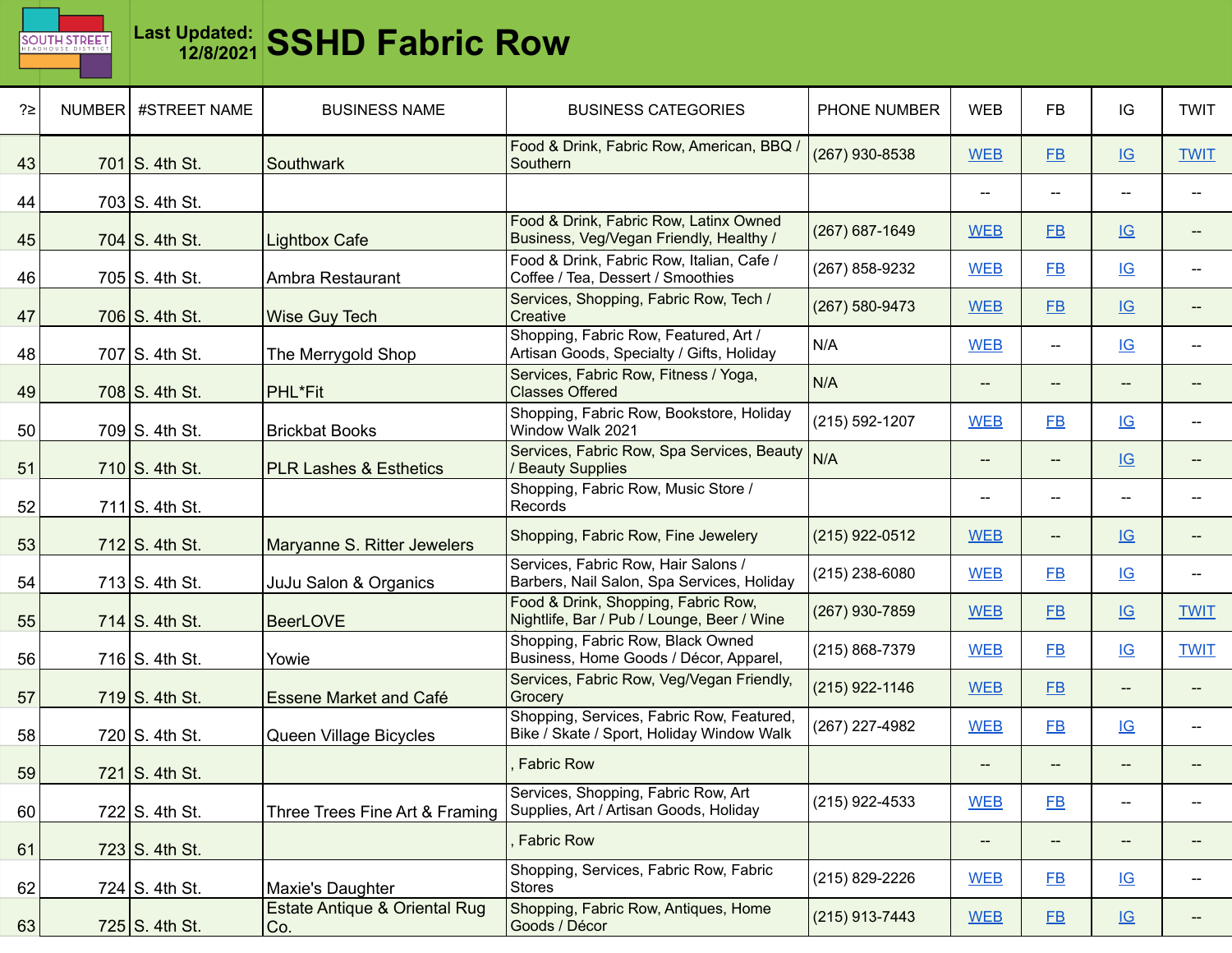**Last Updated: 12/8/2021**

# SSHD Fabric Row

| ?≥ | NUMBER | #STREET NAME | BUSINESS NAME | BUSINESS CATEGORIES | PHONE NUMBER | WEB | FB | IG | TWIT |
|---|---|---|---|---|---|---|---|---|---|
| 43 | 701 | S. 4th St. | Southwark | Food & Drink, Fabric Row, American, BBQ / Southern | (267) 930-8538 | WEB | FB | IG | TWIT |
| 44 | 703 | S. 4th St. | | | | -- | -- | -- | -- |
| 45 | 704 | S. 4th St. | Lightbox Cafe | Food & Drink, Fabric Row, Latinx Owned Business, Veg/Vegan Friendly, Healthy / | (267) 687-1649 | WEB | FB | IG | -- |
| 46 | 705 | S. 4th St. | Ambra Restaurant | Food & Drink, Fabric Row, Italian, Cafe / Coffee / Tea, Dessert / Smoothies | (267) 858-9232 | WEB | FB | IG | -- |
| 47 | 706 | S. 4th St. | Wise Guy Tech | Services, Shopping, Fabric Row, Tech / Creative | (267) 580-9473 | WEB | FB | IG | -- |
| 48 | 707 | S. 4th St. | The Merrygold Shop | Shopping, Fabric Row, Featured, Art / Artisan Goods, Specialty / Gifts, Holiday | N/A | WEB | -- | IG | -- |
| 49 | 708 | S. 4th St. | PHL*Fit | Services, Fabric Row, Fitness / Yoga, Classes Offered | N/A | -- | -- | -- | -- |
| 50 | 709 | S. 4th St. | Brickbat Books | Shopping, Fabric Row, Bookstore, Holiday Window Walk 2021 | (215) 592-1207 | WEB | FB | IG | -- |
| 51 | 710 | S. 4th St. | PLR Lashes & Esthetics | Services, Fabric Row, Spa Services, Beauty / Beauty Supplies | N/A | -- | -- | IG | -- |
| 52 | 711 | S. 4th St. | | Shopping, Fabric Row, Music Store / Records | | -- | -- | -- | -- |
| 53 | 712 | S. 4th St. | Maryanne S. Ritter Jewelers | Shopping, Fabric Row, Fine Jewelery | (215) 922-0512 | WEB | -- | IG | -- |
| 54 | 713 | S. 4th St. | JuJu Salon & Organics | Services, Fabric Row, Hair Salons / Barbers, Nail Salon, Spa Services, Holiday | (215) 238-6080 | WEB | FB | IG | -- |
| 55 | 714 | S. 4th St. | BeerLOVE | Food & Drink, Shopping, Fabric Row, Nightlife, Bar / Pub / Lounge, Beer / Wine | (267) 930-7859 | WEB | FB | IG | TWIT |
| 56 | 716 | S. 4th St. | Yowie | Shopping, Fabric Row, Black Owned Business, Home Goods / Décor, Apparel, | (215) 868-7379 | WEB | FB | IG | TWIT |
| 57 | 719 | S. 4th St. | Essene Market and Café | Services, Fabric Row, Veg/Vegan Friendly, Grocery | (215) 922-1146 | WEB | FB | -- | -- |
| 58 | 720 | S. 4th St. | Queen Village Bicycles | Shopping, Services, Fabric Row, Featured, Bike / Skate / Sport, Holiday Window Walk | (267) 227-4982 | WEB | FB | IG | -- |
| 59 | 721 | S. 4th St. | | , Fabric Row | | -- | -- | -- | -- |
| 60 | 722 | S. 4th St. | Three Trees Fine Art & Framing | Services, Shopping, Fabric Row, Art Supplies, Art / Artisan Goods, Holiday | (215) 922-4533 | WEB | FB | -- | -- |
| 61 | 723 | S. 4th St. | | , Fabric Row | | -- | -- | -- | -- |
| 62 | 724 | S. 4th St. | Maxie's Daughter | Shopping, Services, Fabric Row, Fabric Stores | (215) 829-2226 | WEB | FB | IG | -- |
| 63 | 725 | S. 4th St. | Estate Antique & Oriental Rug Co. | Shopping, Fabric Row, Antiques, Home Goods / Décor | (215) 913-7443 | WEB | FB | IG | -- |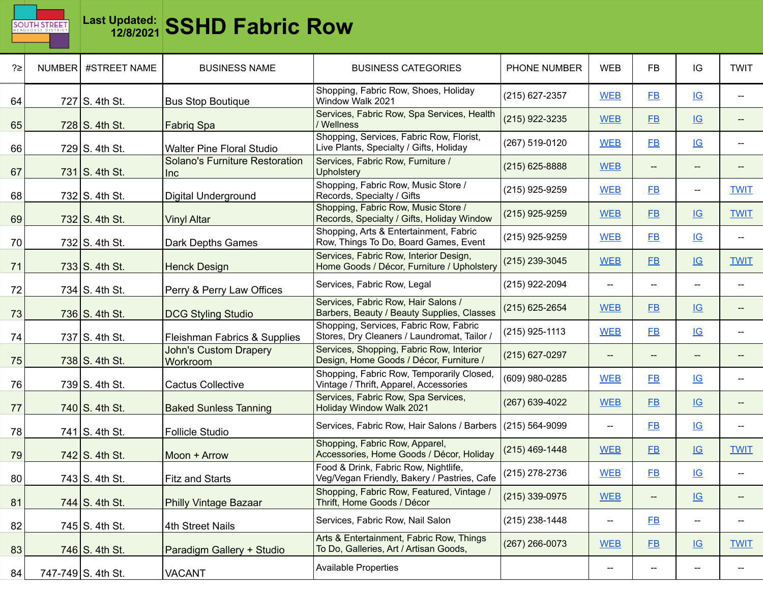**Last Updated: 12/8/2021**

# SSHD Fabric Row

| ?≥ | NUMBER | #STREET NAME | BUSINESS NAME | BUSINESS CATEGORIES | PHONE NUMBER | WEB | FB | IG | TWIT |
|---|---|---|---|---|---|---|---|---|---|
| 64 | 727 | S. 4th St. | Bus Stop Boutique | Shopping, Fabric Row, Shoes, Holiday Window Walk 2021 | (215) 627-2357 | WEB | FB | IG | -- |
| 65 | 728 | S. 4th St. | Fabriq Spa | Services, Fabric Row, Spa Services, Health / Wellness | (215) 922-3235 | WEB | FB | IG | -- |
| 66 | 729 | S. 4th St. | Walter Pine Floral Studio | Shopping, Services, Fabric Row, Florist, Live Plants, Specialty / Gifts, Holiday | (267) 519-0120 | WEB | FB | IG | -- |
| 67 | 731 | S. 4th St. | Solano's Furniture Restoration Inc | Services, Fabric Row, Furniture / Upholstery | (215) 625-8888 | WEB | -- | -- | -- |
| 68 | 732 | S. 4th St. | Digital Underground | Shopping, Fabric Row, Music Store / Records, Specialty / Gifts | (215) 925-9259 | WEB | FB | -- | TWIT |
| 69 | 732 | S. 4th St. | Vinyl Altar | Shopping, Fabric Row, Music Store / Records, Specialty / Gifts, Holiday Window | (215) 925-9259 | WEB | FB | IG | TWIT |
| 70 | 732 | S. 4th St. | Dark Depths Games | Shopping, Arts & Entertainment, Fabric Row, Things To Do, Board Games, Event | (215) 925-9259 | WEB | FB | IG | -- |
| 71 | 733 | S. 4th St. | Henck Design | Services, Fabric Row, Interior Design, Home Goods / Décor, Furniture / Upholstery | (215) 239-3045 | WEB | FB | IG | TWIT |
| 72 | 734 | S. 4th St. | Perry & Perry Law Offices | Services, Fabric Row, Legal | (215) 922-2094 | -- | -- | -- | -- |
| 73 | 736 | S. 4th St. | DCG Styling Studio | Services, Fabric Row, Hair Salons / Barbers, Beauty / Beauty Supplies, Classes | (215) 625-2654 | WEB | FB | IG | -- |
| 74 | 737 | S. 4th St. | Fleishman Fabrics & Supplies | Shopping, Services, Fabric Row, Fabric Stores, Dry Cleaners / Laundromat, Tailor / | (215) 925-1113 | WEB | FB | IG | -- |
| 75 | 738 | S. 4th St. | John's Custom Drapery Workroom | Services, Shopping, Fabric Row, Interior Design, Home Goods / Décor, Furniture / | (215) 627-0297 | -- | -- | -- | -- |
| 76 | 739 | S. 4th St. | Cactus Collective | Shopping, Fabric Row, Temporarily Closed, Vintage / Thrift, Apparel, Accessories | (609) 980-0285 | WEB | FB | IG | -- |
| 77 | 740 | S. 4th St. | Baked Sunless Tanning | Services, Fabric Row, Spa Services, Holiday Window Walk 2021 | (267) 639-4022 | WEB | FB | IG | -- |
| 78 | 741 | S. 4th St. | Follicle Studio | Services, Fabric Row, Hair Salons / Barbers | (215) 564-9099 | -- | FB | IG | -- |
| 79 | 742 | S. 4th St. | Moon + Arrow | Shopping, Fabric Row, Apparel, Accessories, Home Goods / Décor, Holiday | (215) 469-1448 | WEB | FB | IG | TWIT |
| 80 | 743 | S. 4th St. | Fitz and Starts | Food & Drink, Fabric Row, Nightlife, Veg/Vegan Friendly, Bakery / Pastries, Cafe | (215) 278-2736 | WEB | FB | IG | -- |
| 81 | 744 | S. 4th St. | Philly Vintage Bazaar | Shopping, Fabric Row, Featured, Vintage / Thrift, Home Goods / Décor | (215) 339-0975 | WEB | -- | IG | -- |
| 82 | 745 | S. 4th St. | 4th Street Nails | Services, Fabric Row, Nail Salon | (215) 238-1448 | -- | FB | -- | -- |
| 83 | 746 | S. 4th St. | Paradigm Gallery + Studio | Arts & Entertainment, Fabric Row, Things To Do, Galleries, Art / Artisan Goods, | (267) 266-0073 | WEB | FB | IG | TWIT |
| 84 | 747-749 | S. 4th St. | VACANT | Available Properties | | -- | -- | -- | -- |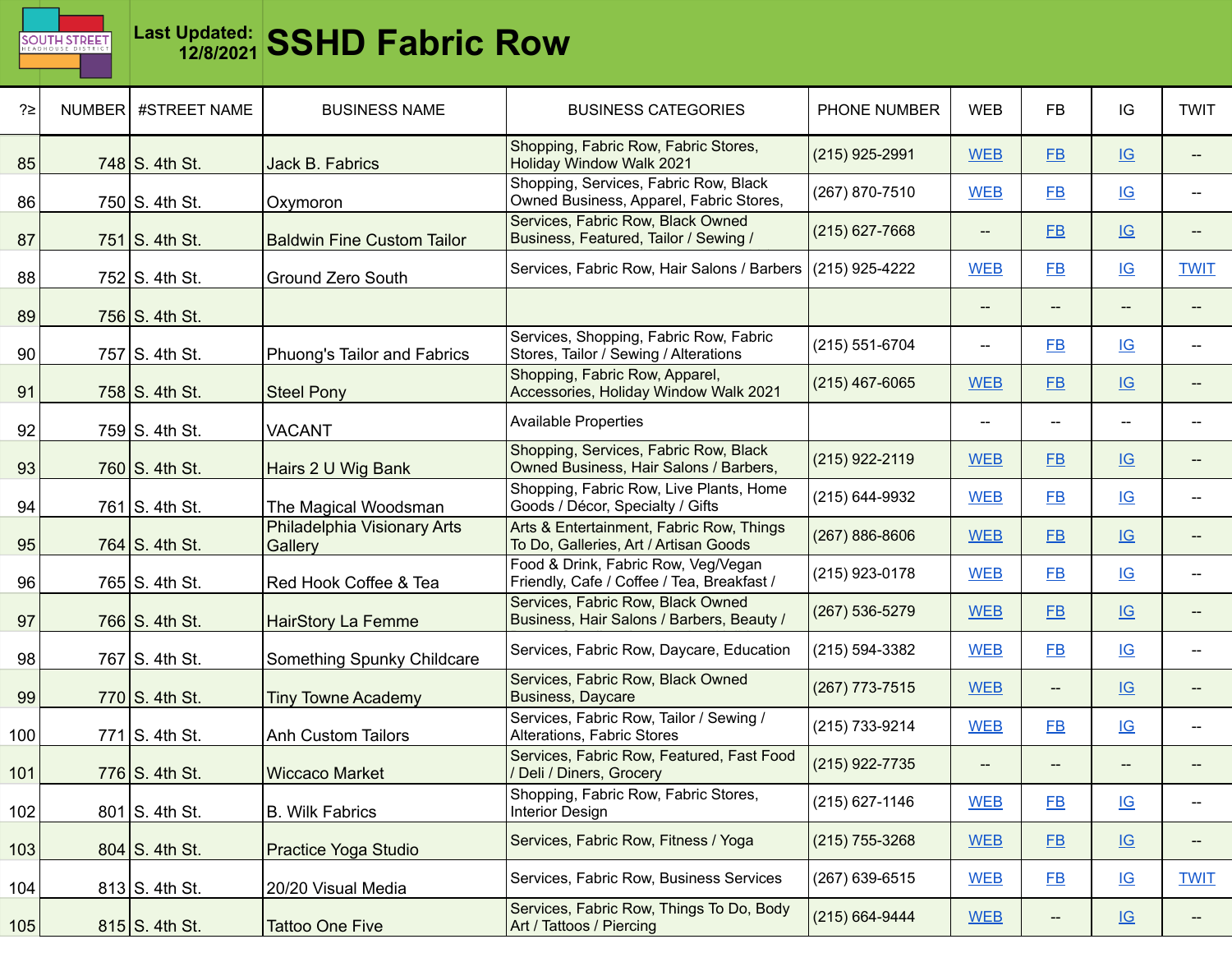# SSHD Fabric Row

**Last Updated: 12/8/2021**

| ?≥ | NUMBER | #STREET NAME | BUSINESS NAME | BUSINESS CATEGORIES | PHONE NUMBER | WEB | FB | IG | TWIT |
|---|---|---|---|---|---|---|---|---|---|
| 85 | 748 | S. 4th St. | Jack B. Fabrics | Shopping, Fabric Row, Fabric Stores, Holiday Window Walk 2021 | (215) 925-2991 | WEB | FB | IG | -- |
| 86 | 750 | S. 4th St. | Oxymoron | Shopping, Services, Fabric Row, Black Owned Business, Apparel, Fabric Stores, | (267) 870-7510 | WEB | FB | IG | -- |
| 87 | 751 | S. 4th St. | Baldwin Fine Custom Tailor | Services, Fabric Row, Black Owned Business, Featured, Tailor / Sewing / | (215) 627-7668 | -- | FB | IG | -- |
| 88 | 752 | S. 4th St. | Ground Zero South | Services, Fabric Row, Hair Salons / Barbers | (215) 925-4222 | WEB | FB | IG | TWIT |
| 89 | 756 | S. 4th St. | | | | -- | -- | -- | -- |
| 90 | 757 | S. 4th St. | Phuong's Tailor and Fabrics | Services, Shopping, Fabric Row, Fabric Stores, Tailor / Sewing / Alterations | (215) 551-6704 | -- | FB | IG | -- |
| 91 | 758 | S. 4th St. | Steel Pony | Shopping, Fabric Row, Apparel, Accessories, Holiday Window Walk 2021 | (215) 467-6065 | WEB | FB | IG | -- |
| 92 | 759 | S. 4th St. | VACANT | Available Properties | | -- | -- | -- | -- |
| 93 | 760 | S. 4th St. | Hairs 2 U Wig Bank | Shopping, Services, Fabric Row, Black Owned Business, Hair Salons / Barbers, | (215) 922-2119 | WEB | FB | IG | -- |
| 94 | 761 | S. 4th St. | The Magical Woodsman | Shopping, Fabric Row, Live Plants, Home Goods / Décor, Specialty / Gifts | (215) 644-9932 | WEB | FB | IG | -- |
| 95 | 764 | S. 4th St. | Philadelphia Visionary Arts Gallery | Arts & Entertainment, Fabric Row, Things To Do, Galleries, Art / Artisan Goods | (267) 886-8606 | WEB | FB | IG | -- |
| 96 | 765 | S. 4th St. | Red Hook Coffee & Tea | Food & Drink, Fabric Row, Veg/Vegan Friendly, Cafe / Coffee / Tea, Breakfast / | (215) 923-0178 | WEB | FB | IG | -- |
| 97 | 766 | S. 4th St. | HairStory La Femme | Services, Fabric Row, Black Owned Business, Hair Salons / Barbers, Beauty / | (267) 536-5279 | WEB | FB | IG | -- |
| 98 | 767 | S. 4th St. | Something Spunky Childcare | Services, Fabric Row, Daycare, Education | (215) 594-3382 | WEB | FB | IG | -- |
| 99 | 770 | S. 4th St. | Tiny Towne Academy | Services, Fabric Row, Black Owned Business, Daycare | (267) 773-7515 | WEB | -- | IG | -- |
| 100 | 771 | S. 4th St. | Anh Custom Tailors | Services, Fabric Row, Tailor / Sewing / Alterations, Fabric Stores | (215) 733-9214 | WEB | FB | IG | -- |
| 101 | 776 | S. 4th St. | Wiccaco Market | Services, Fabric Row, Featured, Fast Food / Deli / Diners, Grocery | (215) 922-7735 | -- | -- | -- | -- |
| 102 | 801 | S. 4th St. | B. Wilk Fabrics | Shopping, Fabric Row, Fabric Stores, Interior Design | (215) 627-1146 | WEB | FB | IG | -- |
| 103 | 804 | S. 4th St. | Practice Yoga Studio | Services, Fabric Row, Fitness / Yoga | (215) 755-3268 | WEB | FB | IG | -- |
| 104 | 813 | S. 4th St. | 20/20 Visual Media | Services, Fabric Row, Business Services | (267) 639-6515 | WEB | FB | IG | TWIT |
| 105 | 815 | S. 4th St. | Tattoo One Five | Services, Fabric Row, Things To Do, Body Art / Tattoos / Piercing | (215) 664-9444 | WEB | -- | IG | -- |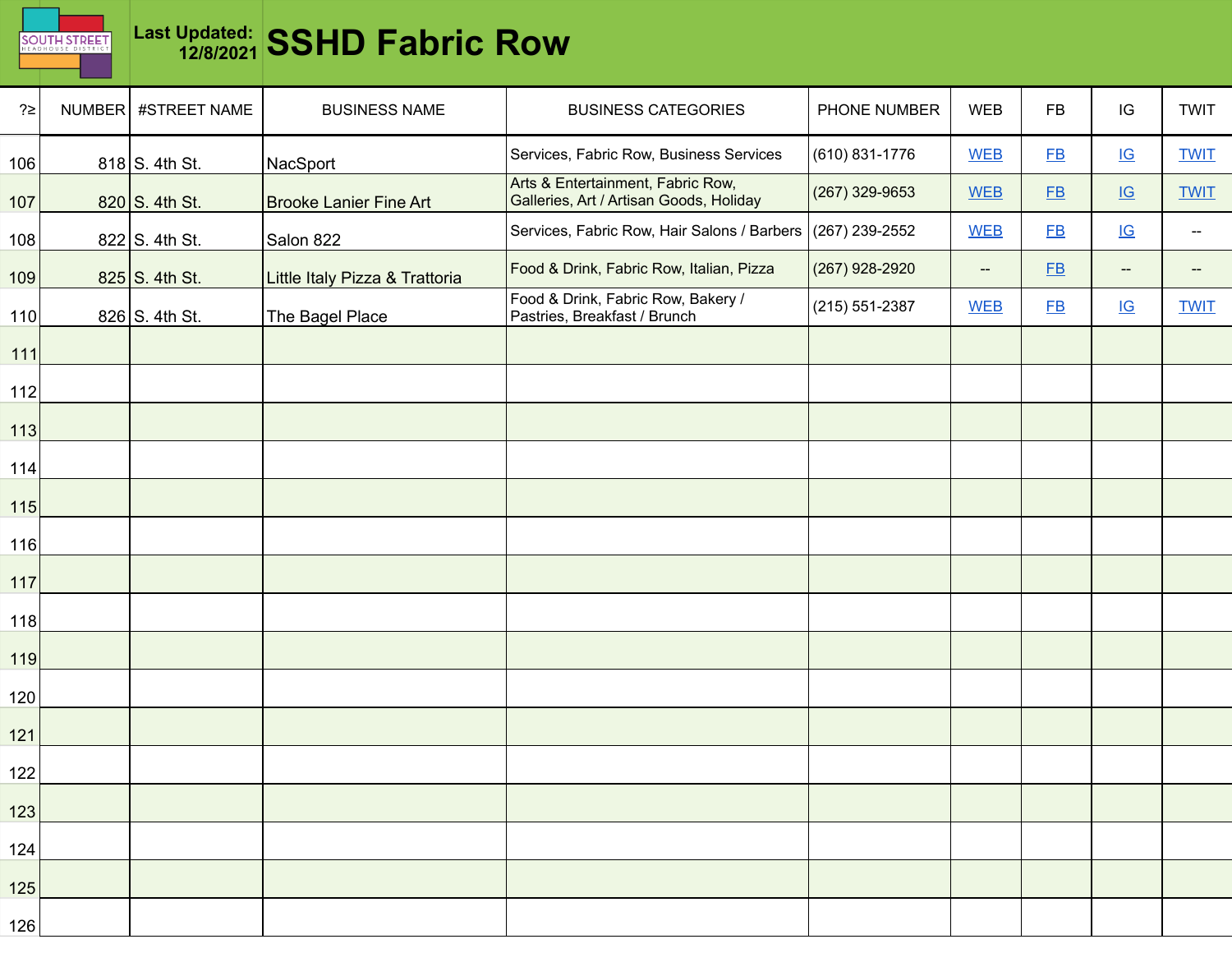SOUTH STREET HEADHOUSE DISTRICT

**Last Updated: 12/8/2021**

# SSHD Fabric Row

| ?≥ | NUMBER | #STREET NAME | BUSINESS NAME | BUSINESS CATEGORIES | PHONE NUMBER | WEB | FB | IG | TWIT |
|---|---|---|---|---|---|---|---|---|---|
| 106 | 818 | S. 4th St. | NacSport | Services, Fabric Row, Business Services | (610) 831-1776 | WEB | FB | IG | TWIT |
| 107 | 820 | S. 4th St. | Brooke Lanier Fine Art | Arts & Entertainment, Fabric Row, Galleries, Art / Artisan Goods, Holiday | (267) 329-9653 | WEB | FB | IG | TWIT |
| 108 | 822 | S. 4th St. | Salon 822 | Services, Fabric Row, Hair Salons / Barbers | (267) 239-2552 | WEB | FB | IG | -- |
| 109 | 825 | S. 4th St. | Little Italy Pizza & Trattoria | Food & Drink, Fabric Row, Italian, Pizza | (267) 928-2920 | -- | FB | -- | -- |
| 110 | 826 | S. 4th St. | The Bagel Place | Food & Drink, Fabric Row, Bakery / Pastries, Breakfast / Brunch | (215) 551-2387 | WEB | FB | IG | TWIT |
| 111 | | | | | | | | | |
| 112 | | | | | | | | | |
| 113 | | | | | | | | | |
| 114 | | | | | | | | | |
| 115 | | | | | | | | | |
| 116 | | | | | | | | | |
| 117 | | | | | | | | | |
| 118 | | | | | | | | | |
| 119 | | | | | | | | | |
| 120 | | | | | | | | | |
| 121 | | | | | | | | | |
| 122 | | | | | | | | | |
| 123 | | | | | | | | | |
| 124 | | | | | | | | | |
| 125 | | | | | | | | | |
| 126 | | | | | | | | | |